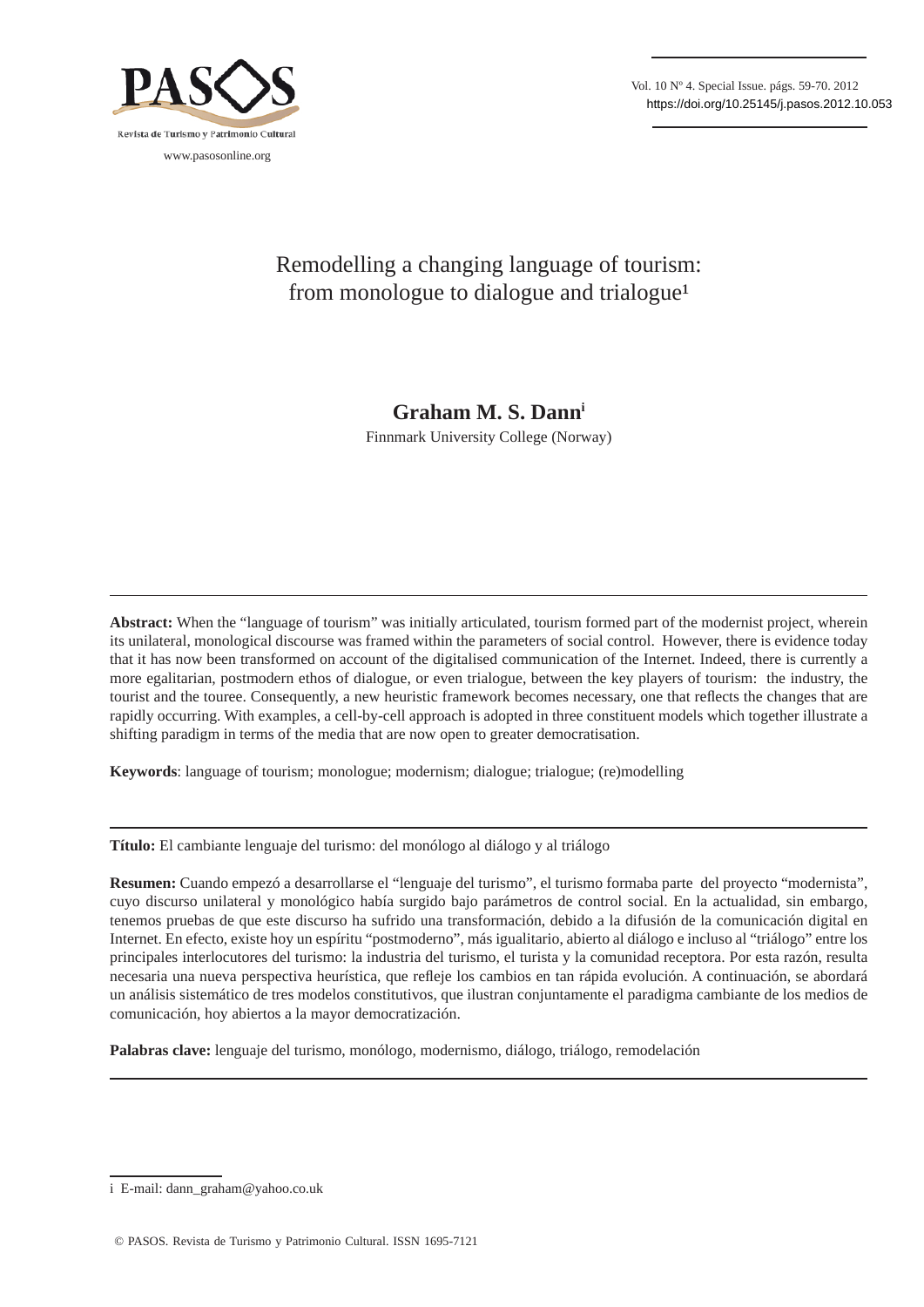# Remodelling a changing language of tourism: from monologue to dialogue and trialogue[1]

**Graham M. S. Dann**[i]

Finnmark University College (Norway)

---

**Abstract:** When the "language of tourism" was initially articulated, tourism formed part of the modernist project, wherein its unilateral, monological discourse was framed within the parameters of social control. However, there is evidence today that it has now been transformed on account of the digitalised communication of the Internet. Indeed, there is currently a more egalitarian, postmodern ethos of dialogue, or even trialogue, between the key players of tourism: the industry, the tourist and the touree. Consequently, a new heuristic framework becomes necessary, one that reflects the changes that are rapidly occurring. With examples, a cell-by-cell approach is adopted in three constituent models which together illustrate a shifting paradigm in terms of the media that are now open to greater democratisation.

**Keywords**: language of tourism; monologue; modernism; dialogue; trialogue; (re)modelling

---

**Título:** El cambiante lenguaje del turismo: del monólogo al diálogo y al triálogo

**Resumen:** Cuando empezó a desarrollarse el "lenguaje del turismo", el turismo formaba parte del proyecto "modernista", cuyo discurso unilateral y monológico había surgido bajo parámetros de control social. En la actualidad, sin embargo, tenemos pruebas de que este discurso ha sufrido una transformación, debido a la difusión de la comunicación digital en Internet. En efecto, existe hoy un espíritu "postmoderno", más igualitario, abierto al diálogo e incluso al "triálogo" entre los principales interlocutores del turismo: la industria del turismo, el turista y la comunidad receptora. Por esta razón, resulta necesaria una nueva perspectiva heurística, que refleje los cambios en tan rápida evolución. A continuación, se abordará un análisis sistemático de tres modelos constitutivos, que ilustran conjuntamente el paradigma cambiante de los medios de comunicación, hoy abiertos a la mayor democratización.

**Palabras clave:** lenguaje del turismo, monólogo, modernismo, diálogo, triálogo, remodelación

---

i E-mail: dann_graham@yahoo.co.uk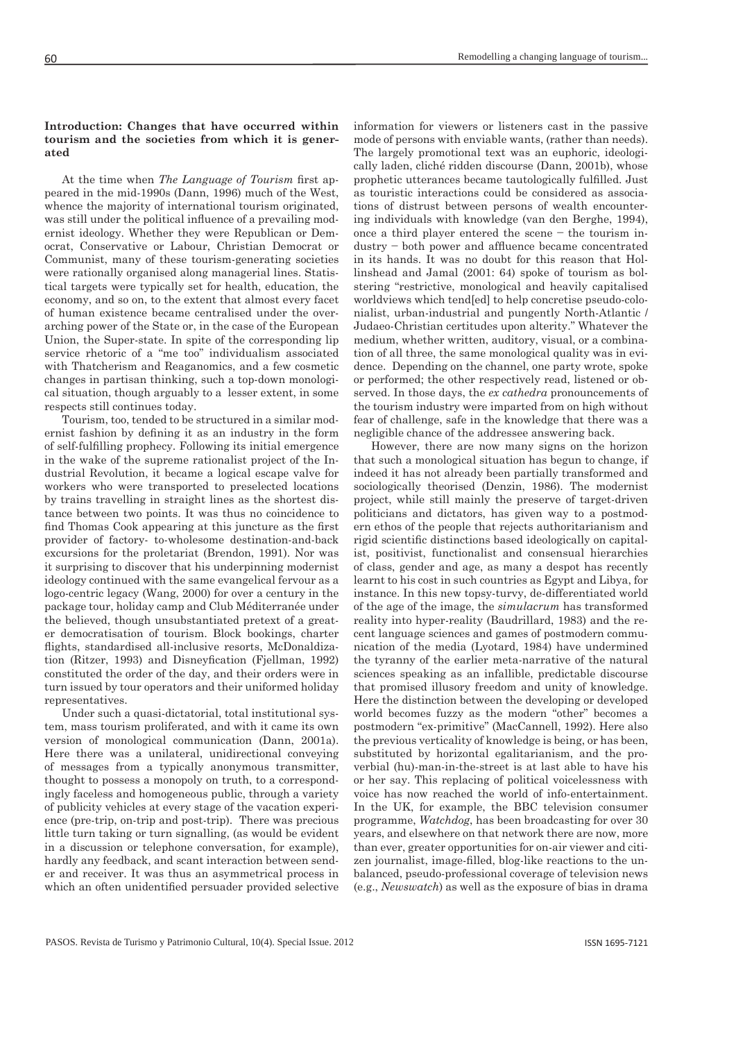## Introduction: Changes that have occurred within tourism and the societies from which it is generated

At the time when *The Language of Tourism* first appeared in the mid-1990s (Dann, 1996) much of the West, whence the majority of international tourism originated, was still under the political influence of a prevailing modernist ideology. Whether they were Republican or Democrat, Conservative or Labour, Christian Democrat or Communist, many of these tourism-generating societies were rationally organised along managerial lines. Statistical targets were typically set for health, education, the economy, and so on, to the extent that almost every facet of human existence became centralised under the overarching power of the State or, in the case of the European Union, the Super-state. In spite of the corresponding lip service rhetoric of a "me too" individualism associated with Thatcherism and Reaganomics, and a few cosmetic changes in partisan thinking, such a top-down monological situation, though arguably to a lesser extent, in some respects still continues today.

Tourism, too, tended to be structured in a similar modernist fashion by defining it as an industry in the form of self-fulfilling prophecy. Following its initial emergence in the wake of the supreme rationalist project of the Industrial Revolution, it became a logical escape valve for workers who were transported to preselected locations by trains travelling in straight lines as the shortest distance between two points. It was thus no coincidence to find Thomas Cook appearing at this juncture as the first provider of factory- to-wholesome destination-and-back excursions for the proletariat (Brendon, 1991). Nor was it surprising to discover that his underpinning modernist ideology continued with the same evangelical fervour as a logo-centric legacy (Wang, 2000) for over a century in the package tour, holiday camp and Club Méditerranée under the believed, though unsubstantiated pretext of a greater democratisation of tourism. Block bookings, charter flights, standardised all-inclusive resorts, McDonaldization (Ritzer, 1993) and Disneyfication (Fjellman, 1992) constituted the order of the day, and their orders were in turn issued by tour operators and their uniformed holiday representatives.

Under such a quasi-dictatorial, total institutional system, mass tourism proliferated, and with it came its own version of monological communication (Dann, 2001a). Here there was a unilateral, unidirectional conveying of messages from a typically anonymous transmitter, thought to possess a monopoly on truth, to a correspondingly faceless and homogeneous public, through a variety of publicity vehicles at every stage of the vacation experience (pre-trip, on-trip and post-trip). There was precious little turn taking or turn signalling, (as would be evident in a discussion or telephone conversation, for example), hardly any feedback, and scant interaction between sender and receiver. It was thus an asymmetrical process in which an often unidentified persuader provided selective information for viewers or listeners cast in the passive mode of persons with enviable wants, (rather than needs). The largely promotional text was an euphoric, ideologically laden, cliché ridden discourse (Dann, 2001b), whose prophetic utterances became tautologically fulfilled. Just as touristic interactions could be considered as associations of distrust between persons of wealth encountering individuals with knowledge (van den Berghe, 1994), once a third player entered the scene – the tourism industry – both power and affluence became concentrated in its hands. It was no doubt for this reason that Hollinshead and Jamal (2001: 64) spoke of tourism as bolstering "restrictive, monological and heavily capitalised worldviews which tend[ed] to help concretise pseudo-colonialist, urban-industrial and pungently North-Atlantic / Judaeo-Christian certitudes upon alterity." Whatever the medium, whether written, auditory, visual, or a combination of all three, the same monological quality was in evidence. Depending on the channel, one party wrote, spoke or performed; the other respectively read, listened or observed. In those days, the *ex cathedra* pronouncements of the tourism industry were imparted from on high without fear of challenge, safe in the knowledge that there was a negligible chance of the addressee answering back.

However, there are now many signs on the horizon that such a monological situation has begun to change, if indeed it has not already been partially transformed and sociologically theorised (Denzin, 1986). The modernist project, while still mainly the preserve of target-driven politicians and dictators, has given way to a postmodern ethos of the people that rejects authoritarianism and rigid scientific distinctions based ideologically on capitalist, positivist, functionalist and consensual hierarchies of class, gender and age, as many a despot has recently learnt to his cost in such countries as Egypt and Libya, for instance. In this new topsy-turvy, de-differentiated world of the age of the image, the *simulacrum* has transformed reality into hyper-reality (Baudrillard, 1983) and the recent language sciences and games of postmodern communication of the media (Lyotard, 1984) have undermined the tyranny of the earlier meta-narrative of the natural sciences speaking as an infallible, predictable discourse that promised illusory freedom and unity of knowledge. Here the distinction between the developing or developed world becomes fuzzy as the modern "other" becomes a postmodern "ex-primitive" (MacCannell, 1992). Here also the previous verticality of knowledge is being, or has been, substituted by horizontal egalitarianism, and the proverbial (hu)-man-in-the-street is at last able to have his or her say. This replacing of political voicelessness with voice has now reached the world of info-entertainment. In the UK, for example, the BBC television consumer programme, *Watchdog*, has been broadcasting for over 30 years, and elsewhere on that network there are now, more than ever, greater opportunities for on-air viewer and citizen journalist, image-filled, blog-like reactions to the unbalanced, pseudo-professional coverage of television news (e.g., *Newswatch*) as well as the exposure of bias in drama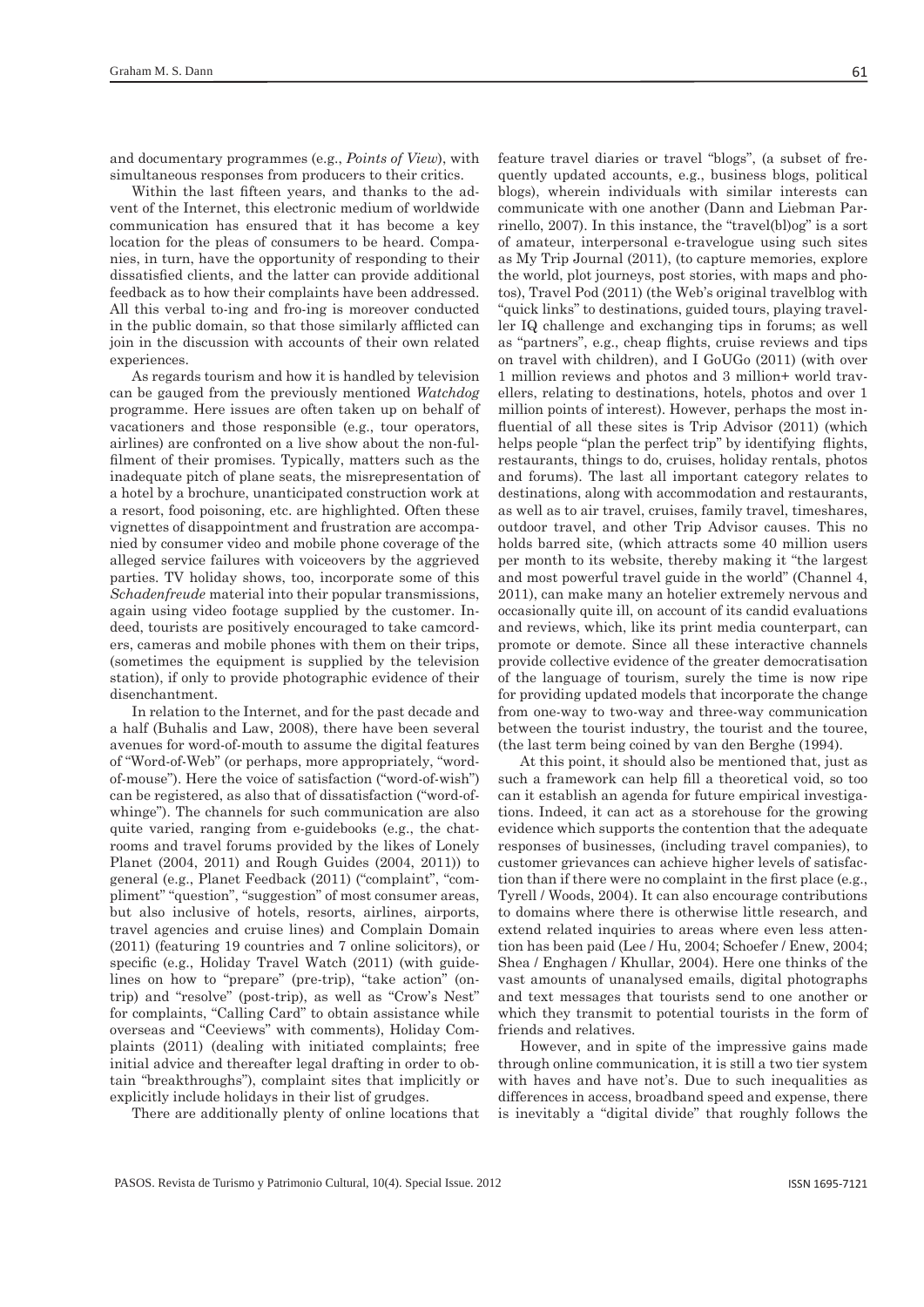and documentary programmes (e.g., *Points of View*), with simultaneous responses from producers to their critics.

Within the last fifteen years, and thanks to the advent of the Internet, this electronic medium of worldwide communication has ensured that it has become a key location for the pleas of consumers to be heard. Companies, in turn, have the opportunity of responding to their dissatisfied clients, and the latter can provide additional feedback as to how their complaints have been addressed. All this verbal to-ing and fro-ing is moreover conducted in the public domain, so that those similarly afflicted can join in the discussion with accounts of their own related experiences.

As regards tourism and how it is handled by television can be gauged from the previously mentioned *Watchdog* programme. Here issues are often taken up on behalf of vacationers and those responsible (e.g., tour operators, airlines) are confronted on a live show about the non-fulfilment of their promises. Typically, matters such as the inadequate pitch of plane seats, the misrepresentation of a hotel by a brochure, unanticipated construction work at a resort, food poisoning, etc. are highlighted. Often these vignettes of disappointment and frustration are accompanied by consumer video and mobile phone coverage of the alleged service failures with voiceovers by the aggrieved parties. TV holiday shows, too, incorporate some of this *Schadenfreude* material into their popular transmissions, again using video footage supplied by the customer. Indeed, tourists are positively encouraged to take camcorders, cameras and mobile phones with them on their trips, (sometimes the equipment is supplied by the television station), if only to provide photographic evidence of their disenchantment.

In relation to the Internet, and for the past decade and a half (Buhalis and Law, 2008), there have been several avenues for word-of-mouth to assume the digital features of "Word-of-Web" (or perhaps, more appropriately, "word-of-mouse"). Here the voice of satisfaction ("word-of-wish") can be registered, as also that of dissatisfaction ("word-of-whinge"). The channels for such communication are also quite varied, ranging from e-guidebooks (e.g., the chatrooms and travel forums provided by the likes of Lonely Planet (2004, 2011) and Rough Guides (2004, 2011)) to general (e.g., Planet Feedback (2011) ("complaint", "compliment" "question", "suggestion" of most consumer areas, but also inclusive of hotels, resorts, airlines, airports, travel agencies and cruise lines) and Complain Domain (2011) (featuring 19 countries and 7 online solicitors), or specific (e.g., Holiday Travel Watch (2011) (with guidelines on how to "prepare" (pre-trip), "take action" (on-trip) and "resolve" (post-trip), as well as "Crow's Nest" for complaints, "Calling Card" to obtain assistance while overseas and "Ceeviews" with comments), Holiday Complaints (2011) (dealing with initiated complaints; free initial advice and thereafter legal drafting in order to obtain "breakthroughs"), complaint sites that implicitly or explicitly include holidays in their list of grudges.

There are additionally plenty of online locations that feature travel diaries or travel "blogs", (a subset of frequently updated accounts, e.g., business blogs, political blogs), wherein individuals with similar interests can communicate with one another (Dann and Liebman Parrinello, 2007). In this instance, the "travel(bl)og" is a sort of amateur, interpersonal e-travelogue using such sites as My Trip Journal (2011), (to capture memories, explore the world, plot journeys, post stories, with maps and photos), Travel Pod (2011) (the Web's original travelblog with "quick links" to destinations, guided tours, playing traveller IQ challenge and exchanging tips in forums; as well as "partners", e.g., cheap flights, cruise reviews and tips on travel with children), and I GoUGo (2011) (with over 1 million reviews and photos and 3 million+ world travellers, relating to destinations, hotels, photos and over 1 million points of interest). However, perhaps the most influential of all these sites is Trip Advisor (2011) (which helps people "plan the perfect trip" by identifying flights, restaurants, things to do, cruises, holiday rentals, photos and forums). The last all important category relates to destinations, along with accommodation and restaurants, as well as to air travel, cruises, family travel, timeshares, outdoor travel, and other Trip Advisor causes. This no holds barred site, (which attracts some 40 million users per month to its website, thereby making it "the largest and most powerful travel guide in the world" (Channel 4, 2011), can make many an hotelier extremely nervous and occasionally quite ill, on account of its candid evaluations and reviews, which, like its print media counterpart, can promote or demote. Since all these interactive channels provide collective evidence of the greater democratisation of the language of tourism, surely the time is now ripe for providing updated models that incorporate the change from one-way to two-way and three-way communication between the tourist industry, the tourist and the touree, (the last term being coined by van den Berghe (1994).

At this point, it should also be mentioned that, just as such a framework can help fill a theoretical void, so too can it establish an agenda for future empirical investigations. Indeed, it can act as a storehouse for the growing evidence which supports the contention that the adequate responses of businesses, (including travel companies), to customer grievances can achieve higher levels of satisfaction than if there were no complaint in the first place (e.g., Tyrell / Woods, 2004). It can also encourage contributions to domains where there is otherwise little research, and extend related inquiries to areas where even less attention has been paid (Lee / Hu, 2004; Schoefer / Enew, 2004; Shea / Enghagen / Khullar, 2004). Here one thinks of the vast amounts of unanalysed emails, digital photographs and text messages that tourists send to one another or which they transmit to potential tourists in the form of friends and relatives.

However, and in spite of the impressive gains made through online communication, it is still a two tier system with haves and have not's. Due to such inequalities as differences in access, broadband speed and expense, there is inevitably a "digital divide" that roughly follows the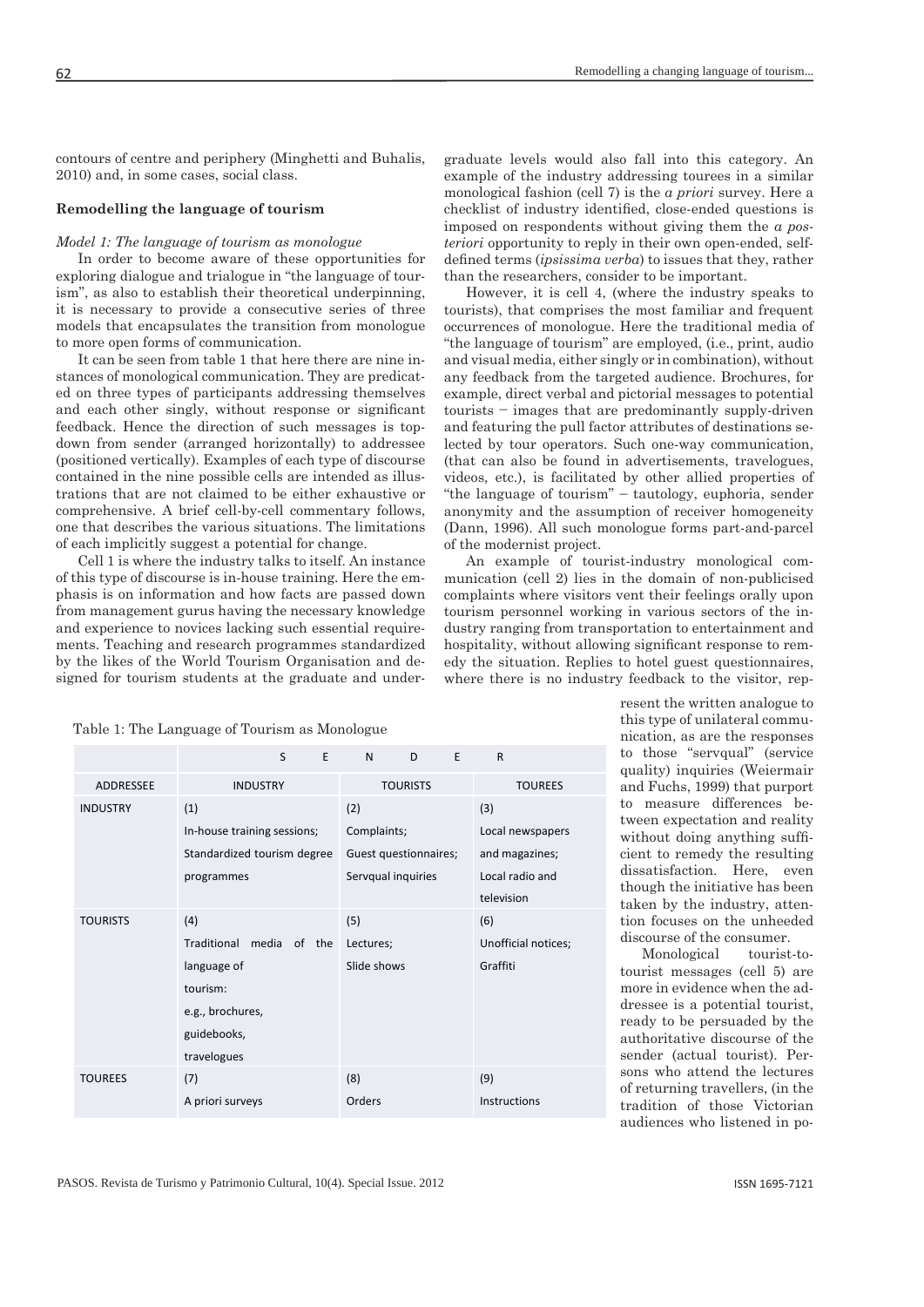contours of centre and periphery (Minghetti and Buhalis, 2010) and, in some cases, social class.

### Remodelling the language of tourism

*Model 1: The language of tourism as monologue*

In order to become aware of these opportunities for exploring dialogue and trialogue in "the language of tourism", as also to establish their theoretical underpinning, it is necessary to provide a consecutive series of three models that encapsulates the transition from monologue to more open forms of communication.

It can be seen from table 1 that here there are nine instances of monological communication. They are predicated on three types of participants addressing themselves and each other singly, without response or significant feedback. Hence the direction of such messages is top-down from sender (arranged horizontally) to addressee (positioned vertically). Examples of each type of discourse contained in the nine possible cells are intended as illustrations that are not claimed to be either exhaustive or comprehensive. A brief cell-by-cell commentary follows, one that describes the various situations. The limitations of each implicitly suggest a potential for change.

Cell 1 is where the industry talks to itself. An instance of this type of discourse is in-house training. Here the emphasis is on information and how facts are passed down from management gurus having the necessary knowledge and experience to novices lacking such essential requirements. Teaching and research programmes standardized by the likes of the World Tourism Organisation and designed for tourism students at the graduate and undergraduate levels would also fall into this category. An example of the industry addressing tourees in a similar monological fashion (cell 7) is the *a priori* survey. Here a checklist of industry identified, close-ended questions is imposed on respondents without giving them the *a posteriori* opportunity to reply in their own open-ended, self-defined terms (*ipsissima verba*) to issues that they, rather than the researchers, consider to be important.

However, it is cell 4, (where the industry speaks to tourists), that comprises the most familiar and frequent occurrences of monologue. Here the traditional media of "the language of tourism" are employed, (i.e., print, audio and visual media, either singly or in combination), without any feedback from the targeted audience. Brochures, for example, direct verbal and pictorial messages to potential tourists – images that are predominantly supply-driven and featuring the pull factor attributes of destinations selected by tour operators. Such one-way communication, (that can also be found in advertisements, travelogues, videos, etc.), is facilitated by other allied properties of "the language of tourism" – tautology, euphoria, sender anonymity and the assumption of receiver homogeneity (Dann, 1996). All such monologue forms part-and-parcel of the modernist project.

An example of tourist-industry monological communication (cell 2) lies in the domain of non-publicised complaints where visitors vent their feelings orally upon tourism personnel working in various sectors of the industry ranging from transportation to entertainment and hospitality, without allowing significant response to remedy the situation. Replies to hotel guest questionnaires, where there is no industry feedback to the visitor, represent the written analogue to this type of unilateral communication, as are the responses to those "servqual" (service quality) inquiries (Weiermair and Fuchs, 1999) that purport to measure differences between expectation and reality without doing anything sufficient to remedy the resulting dissatisfaction. Here, even though the initiative has been taken by the industry, attention focuses on the unheeded discourse of the consumer.

Monological tourist-to-tourist messages (cell 5) are more in evidence when the addressee is a potential tourist, ready to be persuaded by the authoritative discourse of the sender (actual tourist). Persons who attend the lectures of returning travellers, (in the tradition of those Victorian audiences who listened in po-

Table 1: The Language of Tourism as Monologue

| | SENDER | | |
|---|---|---|---|
| ADDRESSEE | INDUSTRY | TOURISTS | TOUREES |
| INDUSTRY | (1) In-house training sessions; Standardized tourism degree programmes | (2) Complaints; Guest questionnaires; Servqual inquiries | (3) Local newspapers and magazines; Local radio and television |
| TOURISTS | (4) Traditional media of the language of tourism: e.g., brochures, guidebooks, travelogues | (5) Lectures; Slide shows | (6) Unofficial notices; Graffiti |
| TOUREES | (7) A priori surveys | (8) Orders | (9) Instructions |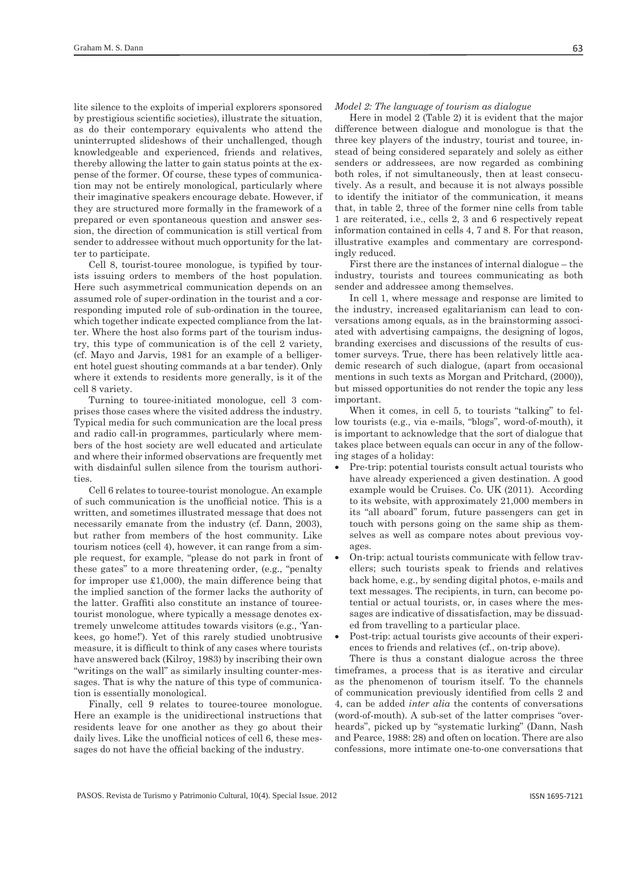lite silence to the exploits of imperial explorers sponsored by prestigious scientific societies), illustrate the situation, as do their contemporary equivalents who attend the uninterrupted slideshows of their unchallenged, though knowledgeable and experienced, friends and relatives, thereby allowing the latter to gain status points at the expense of the former. Of course, these types of communication may not be entirely monological, particularly where their imaginative speakers encourage debate. However, if they are structured more formally in the framework of a prepared or even spontaneous question and answer session, the direction of communication is still vertical from sender to addressee without much opportunity for the latter to participate.

Cell 8, tourist-touree monologue, is typified by tourists issuing orders to members of the host population. Here such asymmetrical communication depends on an assumed role of super-ordination in the tourist and a corresponding imputed role of sub-ordination in the touree, which together indicate expected compliance from the latter. Where the host also forms part of the tourism industry, this type of communication is of the cell 2 variety, (cf. Mayo and Jarvis, 1981 for an example of a belligerent hotel guest shouting commands at a bar tender). Only where it extends to residents more generally, is it of the cell 8 variety.

Turning to touree-initiated monologue, cell 3 comprises those cases where the visited address the industry. Typical media for such communication are the local press and radio call-in programmes, particularly where members of the host society are well educated and articulate and where their informed observations are frequently met with disdainful sullen silence from the tourism authorities.

Cell 6 relates to touree-tourist monologue. An example of such communication is the unofficial notice. This is a written, and sometimes illustrated message that does not necessarily emanate from the industry (cf. Dann, 2003), but rather from members of the host community. Like tourism notices (cell 4), however, it can range from a simple request, for example, "please do not park in front of these gates" to a more threatening order, (e.g., "penalty for improper use £1,000), the main difference being that the implied sanction of the former lacks the authority of the latter. Graffiti also constitute an instance of touree-tourist monologue, where typically a message denotes extremely unwelcome attitudes towards visitors (e.g., 'Yankees, go home!'). Yet of this rarely studied unobtrusive measure, it is difficult to think of any cases where tourists have answered back (Kilroy, 1983) by inscribing their own "writings on the wall" as similarly insulting counter-messages. That is why the nature of this type of communication is essentially monological.

Finally, cell 9 relates to touree-touree monologue. Here an example is the unidirectional instructions that residents leave for one another as they go about their daily lives. Like the unofficial notices of cell 6, these messages do not have the official backing of the industry.

*Model 2: The language of tourism as dialogue*

Here in model 2 (Table 2) it is evident that the major difference between dialogue and monologue is that the three key players of the industry, tourist and touree, instead of being considered separately and solely as either senders or addressees, are now regarded as combining both roles, if not simultaneously, then at least consecutively. As a result, and because it is not always possible to identify the initiator of the communication, it means that, in table 2, three of the former nine cells from table 1 are reiterated, i.e., cells 2, 3 and 6 respectively repeat information contained in cells 4, 7 and 8. For that reason, illustrative examples and commentary are correspondingly reduced.

First there are the instances of internal dialogue – the industry, tourists and tourees communicating as both sender and addressee among themselves.

In cell 1, where message and response are limited to the industry, increased egalitarianism can lead to conversations among equals, as in the brainstorming associated with advertising campaigns, the designing of logos, branding exercises and discussions of the results of customer surveys. True, there has been relatively little academic research of such dialogue, (apart from occasional mentions in such texts as Morgan and Pritchard, (2000)), but missed opportunities do not render the topic any less important.

When it comes, in cell 5, to tourists "talking" to fellow tourists (e.g., via e-mails, "blogs", word-of-mouth), it is important to acknowledge that the sort of dialogue that takes place between equals can occur in any of the following stages of a holiday:

- Pre-trip: potential tourists consult actual tourists who have already experienced a given destination. A good example would be Cruises. Co. UK (2011). According to its website, with approximately 21,000 members in its "all aboard" forum, future passengers can get in touch with persons going on the same ship as themselves as well as compare notes about previous voyages.
- On-trip: actual tourists communicate with fellow travellers; such tourists speak to friends and relatives back home, e.g., by sending digital photos, e-mails and text messages. The recipients, in turn, can become potential or actual tourists, or, in cases where the messages are indicative of dissatisfaction, may be dissuaded from travelling to a particular place.
- Post-trip: actual tourists give accounts of their experiences to friends and relatives (cf., on-trip above).

There is thus a constant dialogue across the three timeframes, a process that is as iterative and circular as the phenomenon of tourism itself. To the channels of communication previously identified from cells 2 and 4, can be added *inter alia* the contents of conversations (word-of-mouth). A sub-set of the latter comprises "overheards", picked up by "systematic lurking" (Dann, Nash and Pearce, 1988: 28) and often on location. There are also confessions, more intimate one-to-one conversations that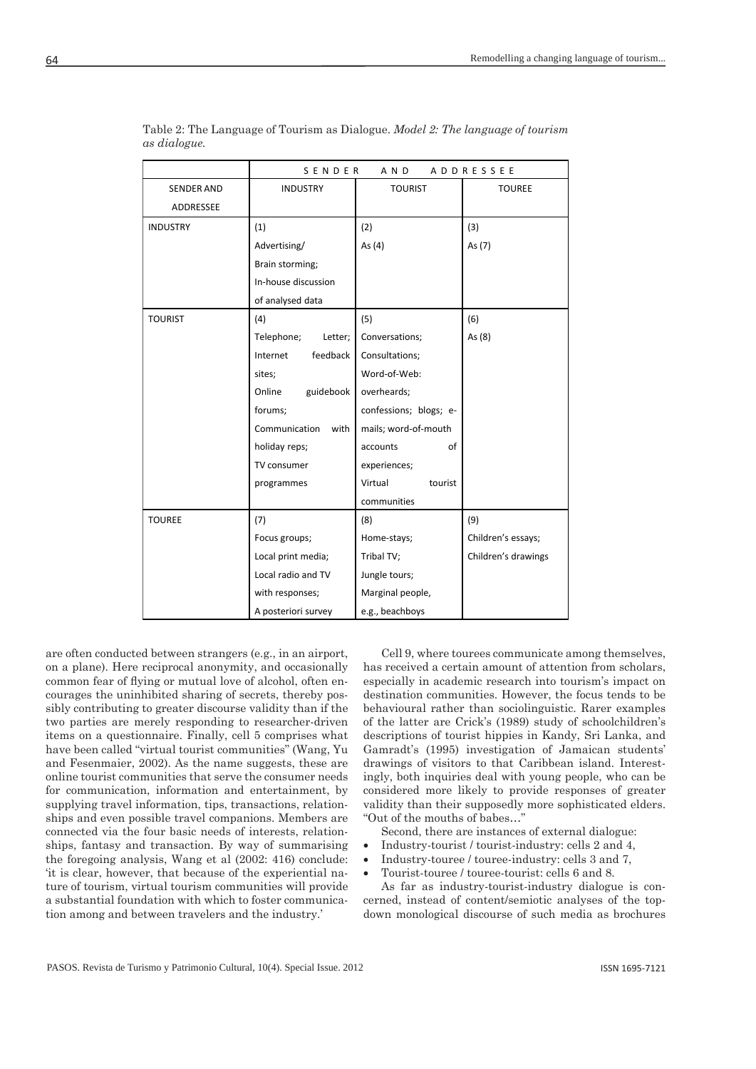Table 2: The Language of Tourism as Dialogue. *Model 2: The language of tourism as dialogue.*

| | SENDER AND ADDRESSEE | | |
|---|---|---|---|
| SENDER AND ADDRESSEE | INDUSTRY | TOURIST | TOUREE |
| INDUSTRY | (1) Advertising/ Brain storming; In-house discussion of analysed data | (2) As (4) | (3) As (7) |
| TOURIST | (4) Telephone; Letter; Internet feedback sites; Online guidebook forums; Communication with holiday reps; TV consumer programmes | (5) Conversations; Consultations; Word-of-Web: overheards; confessions; blogs; e-mails; word-of-mouth accounts of experiences; Virtual tourist communities | (6) As (8) |
| TOUREE | (7) Focus groups; Local print media; Local radio and TV with responses; A posteriori survey | (8) Home-stays; Tribal TV; Jungle tours; Marginal people, e.g., beachboys | (9) Children's essays; Children's drawings |

are often conducted between strangers (e.g., in an airport, on a plane). Here reciprocal anonymity, and occasionally common fear of flying or mutual love of alcohol, often encourages the uninhibited sharing of secrets, thereby possibly contributing to greater discourse validity than if the two parties are merely responding to researcher-driven items on a questionnaire. Finally, cell 5 comprises what have been called "virtual tourist communities" (Wang, Yu and Fesenmaier, 2002). As the name suggests, these are online tourist communities that serve the consumer needs for communication, information and entertainment, by supplying travel information, tips, transactions, relationships and even possible travel companions. Members are connected via the four basic needs of interests, relationships, fantasy and transaction. By way of summarising the foregoing analysis, Wang et al (2002: 416) conclude: 'it is clear, however, that because of the experiential nature of tourism, virtual tourism communities will provide a substantial foundation with which to foster communication among and between travelers and the industry.'

Cell 9, where tourees communicate among themselves, has received a certain amount of attention from scholars, especially in academic research into tourism's impact on destination communities. However, the focus tends to be behavioural rather than sociolinguistic. Rarer examples of the latter are Crick's (1989) study of schoolchildren's descriptions of tourist hippies in Kandy, Sri Lanka, and Gamradt's (1995) investigation of Jamaican students' drawings of visitors to that Caribbean island. Interestingly, both inquiries deal with young people, who can be considered more likely to provide responses of greater validity than their supposedly more sophisticated elders. "Out of the mouths of babes…"

Second, there are instances of external dialogue:

- Industry-tourist / tourist-industry: cells 2 and 4,
- Industry-touree / touree-industry: cells 3 and 7,
- Tourist-touree / touree-tourist: cells 6 and 8.

As far as industry-tourist-industry dialogue is concerned, instead of content/semiotic analyses of the top-down monological discourse of such media as brochures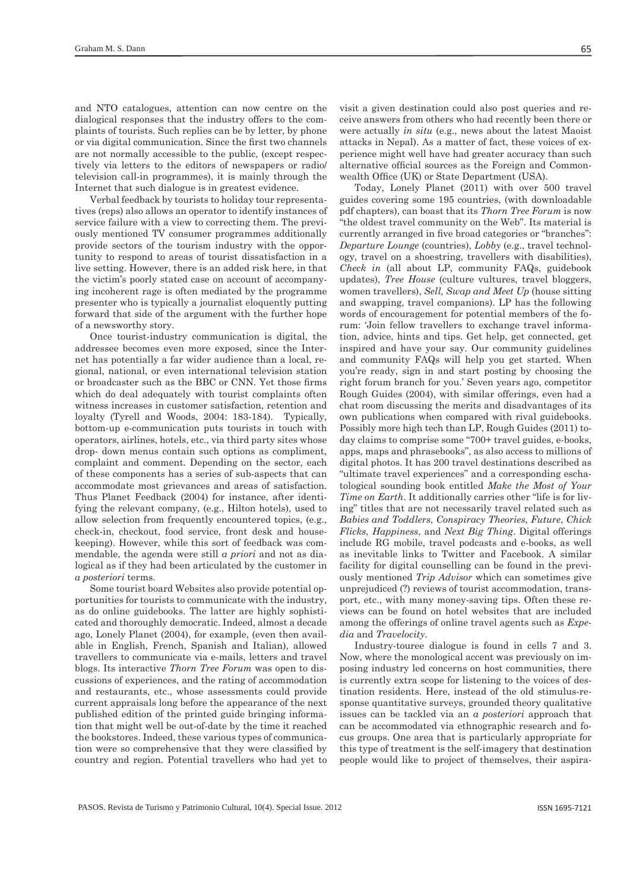and NTO catalogues, attention can now centre on the dialogical responses that the industry offers to the complaints of tourists. Such replies can be by letter, by phone or via digital communication. Since the first two channels are not normally accessible to the public, (except respectively via letters to the editors of newspapers or radio/television call-in programmes), it is mainly through the Internet that such dialogue is in greatest evidence.

Verbal feedback by tourists to holiday tour representatives (reps) also allows an operator to identify instances of service failure with a view to correcting them. The previously mentioned TV consumer programmes additionally provide sectors of the tourism industry with the opportunity to respond to areas of tourist dissatisfaction in a live setting. However, there is an added risk here, in that the victim's poorly stated case on account of accompanying incoherent rage is often mediated by the programme presenter who is typically a journalist eloquently putting forward that side of the argument with the further hope of a newsworthy story.

Once tourist-industry communication is digital, the addressee becomes even more exposed, since the Internet has potentially a far wider audience than a local, regional, national, or even international television station or broadcaster such as the BBC or CNN. Yet those firms which do deal adequately with tourist complaints often witness increases in customer satisfaction, retention and loyalty (Tyrell and Woods, 2004: 183-184). Typically, bottom-up e-communication puts tourists in touch with operators, airlines, hotels, etc., via third party sites whose drop- down menus contain such options as compliment, complaint and comment. Depending on the sector, each of these components has a series of sub-aspects that can accommodate most grievances and areas of satisfaction. Thus Planet Feedback (2004) for instance, after identifying the relevant company, (e.g., Hilton hotels), used to allow selection from frequently encountered topics, (e.g., check-in, checkout, food service, front desk and housekeeping). However, while this sort of feedback was commendable, the agenda were still *a priori* and not as dialogical as if they had been articulated by the customer in *a posteriori* terms.

Some tourist board Websites also provide potential opportunities for tourists to communicate with the industry, as do online guidebooks. The latter are highly sophisticated and thoroughly democratic. Indeed, almost a decade ago, Lonely Planet (2004), for example, (even then available in English, French, Spanish and Italian), allowed travellers to communicate via e-mails, letters and travel blogs. Its interactive *Thorn Tree Forum* was open to discussions of experiences, and the rating of accommodation and restaurants, etc., whose assessments could provide current appraisals long before the appearance of the next published edition of the printed guide bringing information that might well be out-of-date by the time it reached the bookstores. Indeed, these various types of communication were so comprehensive that they were classified by country and region. Potential travellers who had yet to visit a given destination could also post queries and receive answers from others who had recently been there or were actually *in situ* (e.g., news about the latest Maoist attacks in Nepal). As a matter of fact, these voices of experience might well have had greater accuracy than such alternative official sources as the Foreign and Commonwealth Office (UK) or State Department (USA).

Today, Lonely Planet (2011) with over 500 travel guides covering some 195 countries, (with downloadable pdf chapters), can boast that its *Thorn Tree Forum* is now "the oldest travel community on the Web". Its material is currently arranged in five broad categories or "branches": *Departure Lounge* (countries), *Lobby* (e.g., travel technology, travel on a shoestring, travellers with disabilities), *Check in* (all about LP, community FAQs, guidebook updates), *Tree House* (culture vultures, travel bloggers, women travellers), *Sell, Swap and Meet Up* (house sitting and swapping, travel companions). LP has the following words of encouragement for potential members of the forum: 'Join fellow travellers to exchange travel information, advice, hints and tips. Get help, get connected, get inspired and have your say. Our community guidelines and community FAQs will help you get started. When you're ready, sign in and start posting by choosing the right forum branch for you.' Seven years ago, competitor Rough Guides (2004), with similar offerings, even had a chat room discussing the merits and disadvantages of its own publications when compared with rival guidebooks. Possibly more high tech than LP, Rough Guides (2011) today claims to comprise some "700+ travel guides, e-books, apps, maps and phrasebooks", as also access to millions of digital photos. It has 200 travel destinations described as "ultimate travel experiences" and a corresponding eschatological sounding book entitled *Make the Most of Your Time on Earth*. It additionally carries other "life is for living" titles that are not necessarily travel related such as *Babies and Toddlers*, *Conspiracy Theories*, *Future*, *Chick Flicks*, *Happiness*, and *Next Big Thing*. Digital offerings include RG mobile, travel podcasts and e-books, as well as inevitable links to Twitter and Facebook. A similar facility for digital counselling can be found in the previously mentioned *Trip Advisor* which can sometimes give unprejudiced (?) reviews of tourist accommodation, transport, etc., with many money-saving tips. Often these reviews can be found on hotel websites that are included among the offerings of online travel agents such as *Expedia* and *Travelocity*.

Industry-touree dialogue is found in cells 7 and 3. Now, where the monological accent was previously on imposing industry led concerns on host communities, there is currently extra scope for listening to the voices of destination residents. Here, instead of the old stimulus-response quantitative surveys, grounded theory qualitative issues can be tackled via an *a posteriori* approach that can be accommodated via ethnographic research and focus groups. One area that is particularly appropriate for this type of treatment is the self-imagery that destination people would like to project of themselves, their aspira-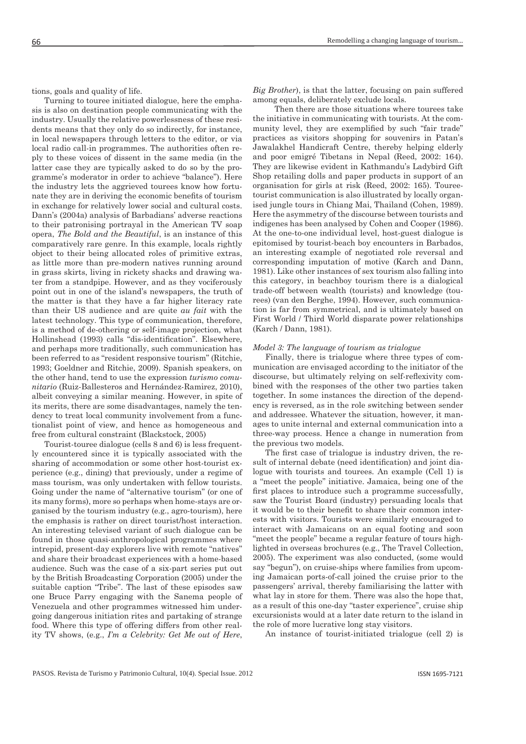tions, goals and quality of life.

Turning to touree initiated dialogue, here the emphasis is also on destination people communicating with the industry. Usually the relative powerlessness of these residents means that they only do so indirectly, for instance, in local newspapers through letters to the editor, or via local radio call-in programmes. The authorities often reply to these voices of dissent in the same media (in the latter case they are typically asked to do so by the programme's moderator in order to achieve "balance"). Here the industry lets the aggrieved tourees know how fortunate they are in deriving the economic benefits of tourism in exchange for relatively lower social and cultural costs. Dann's (2004a) analysis of Barbadians' adverse reactions to their patronising portrayal in the American TV soap opera, *The Bold and the Beautiful*, is an instance of this comparatively rare genre. In this example, locals rightly object to their being allocated roles of primitive extras, as little more than pre-modern natives running around in grass skirts, living in rickety shacks and drawing water from a standpipe. However, and as they vociferously point out in one of the island's newspapers, the truth of the matter is that they have a far higher literacy rate than their US audience and are quite *au fait* with the latest technology. This type of communication, therefore, is a method of de-othering or self-image projection, what Hollinshead (1993) calls "dis-identification". Elsewhere, and perhaps more traditionally, such communication has been referred to as "resident responsive tourism" (Ritchie, 1993; Goeldner and Ritchie, 2009). Spanish speakers, on the other hand, tend to use the expression *turismo comunitario* (Ruiz-Ballesteros and Hernández-Ramirez, 2010), albeit conveying a similar meaning. However, in spite of its merits, there are some disadvantages, namely the tendency to treat local community involvement from a functionalist point of view, and hence as homogeneous and free from cultural constraint (Blackstock, 2005)

Tourist-touree dialogue (cells 8 and 6) is less frequently encountered since it is typically associated with the sharing of accommodation or some other host-tourist experience (e.g., dining) that previously, under a regime of mass tourism, was only undertaken with fellow tourists. Going under the name of "alternative tourism" (or one of its many forms), more so perhaps when home-stays are organised by the tourism industry (e.g., agro-tourism), here the emphasis is rather on direct tourist/host interaction. An interesting televised variant of such dialogue can be found in those quasi-anthropological programmes where intrepid, present-day explorers live with remote "natives" and share their broadcast experiences with a home-based audience. Such was the case of a six-part series put out by the British Broadcasting Corporation (2005) under the suitable caption "Tribe". The last of these episodes saw one Bruce Parry engaging with the Sanema people of Venezuela and other programmes witnessed him undergoing dangerous initiation rites and partaking of strange food. Where this type of offering differs from other reality TV shows, (e.g., *I'm a Celebrity: Get Me out of Here*, *Big Brother*), is that the latter, focusing on pain suffered among equals, deliberately exclude locals.

Then there are those situations where tourees take the initiative in communicating with tourists. At the community level, they are exemplified by such "fair trade" practices as visitors shopping for souvenirs in Patan's Jawalakhel Handicraft Centre, thereby helping elderly and poor emigré Tibetans in Nepal (Reed, 2002: 164). They are likewise evident in Kathmandu's Ladybird Gift Shop retailing dolls and paper products in support of an organisation for girls at risk (Reed, 2002: 165). Touree-tourist communication is also illustrated by locally organised jungle tours in Chiang Mai, Thailand (Cohen, 1989). Here the asymmetry of the discourse between tourists and indigenes has been analysed by Cohen and Cooper (1986). At the one-to-one individual level, host-guest dialogue is epitomised by tourist-beach boy encounters in Barbados, an interesting example of negotiated role reversal and corresponding imputation of motive (Karch and Dann, 1981). Like other instances of sex tourism also falling into this category, in beachboy tourism there is a dialogical trade-off between wealth (tourists) and knowledge (tourees) (van den Berghe, 1994). However, such communication is far from symmetrical, and is ultimately based on First World / Third World disparate power relationships (Karch / Dann, 1981).

### *Model 3: The language of tourism as trialogue*

Finally, there is trialogue where three types of communication are envisaged according to the initiator of the discourse, but ultimately relying on self-reflexivity combined with the responses of the other two parties taken together. In some instances the direction of the dependency is reversed, as in the role switching between sender and addressee. Whatever the situation, however, it manages to unite internal and external communication into a three-way process. Hence a change in numeration from the previous two models.

The first case of trialogue is industry driven, the result of internal debate (need identification) and joint dialogue with tourists and tourees. An example (Cell 1) is a "meet the people" initiative. Jamaica, being one of the first places to introduce such a programme successfully, saw the Tourist Board (industry) persuading locals that it would be to their benefit to share their common interests with visitors. Tourists were similarly encouraged to interact with Jamaicans on an equal footing and soon "meet the people" became a regular feature of tours highlighted in overseas brochures (e.g., The Travel Collection, 2005). The experiment was also conducted, (some would say "begun"), on cruise-ships where families from upcoming Jamaican ports-of-call joined the cruise prior to the passengers' arrival, thereby familiarising the latter with what lay in store for them. There was also the hope that, as a result of this one-day "taster experience", cruise ship excursionists would at a later date return to the island in the role of more lucrative long stay visitors.

An instance of tourist-initiated trialogue (cell 2) is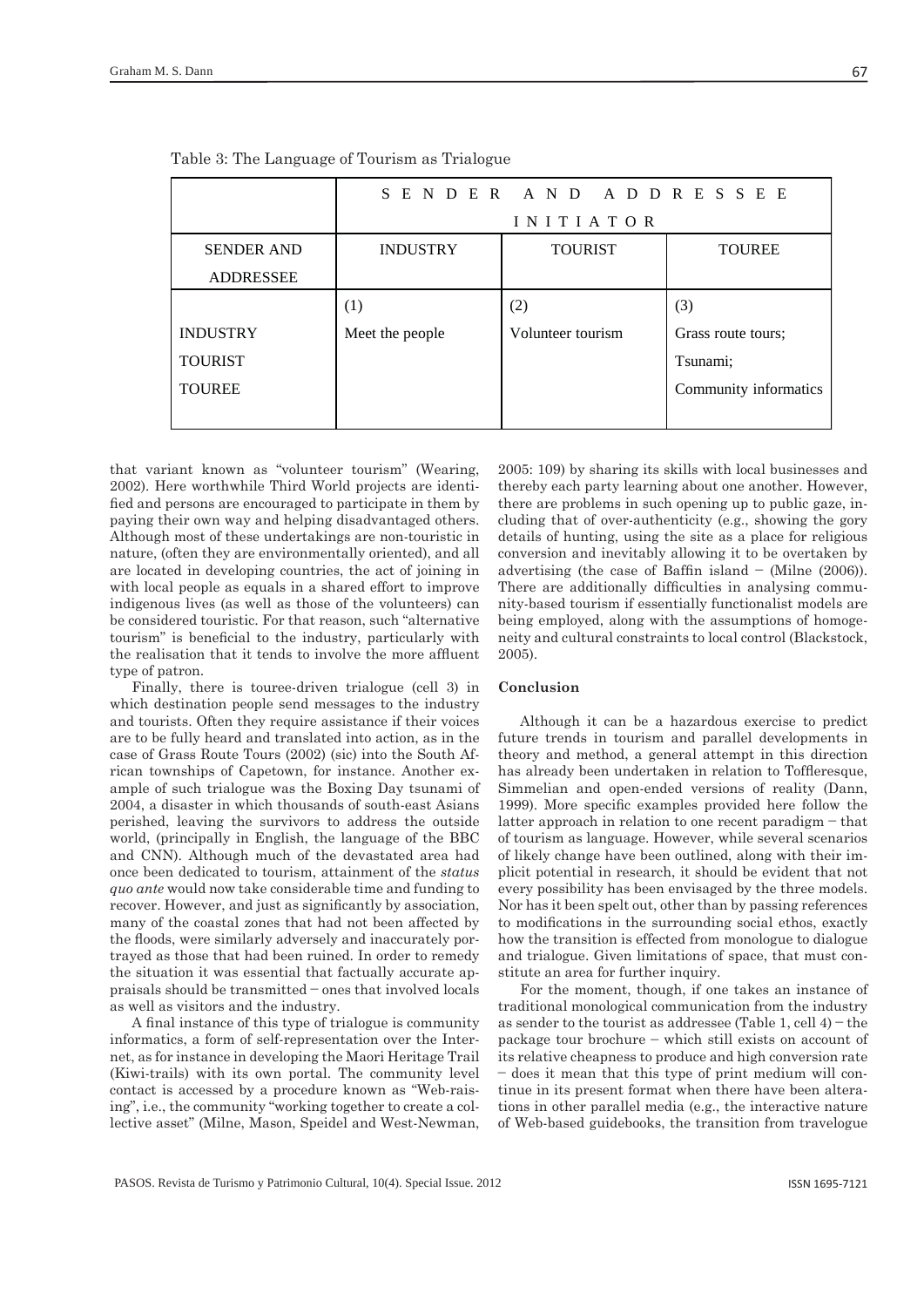Table 3: The Language of Tourism as Trialogue

| | SENDER AND ADDRESSEE INITIATOR | | |
|---|---|---|---|
| SENDER AND ADDRESSEE | INDUSTRY | TOURIST | TOUREE |
| INDUSTRY<br>TOURIST<br>TOUREE | (1)<br>Meet the people | (2)<br>Volunteer tourism | (3)<br>Grass route tours;<br>Tsunami;<br>Community informatics |

that variant known as "volunteer tourism" (Wearing, 2002). Here worthwhile Third World projects are identified and persons are encouraged to participate in them by paying their own way and helping disadvantaged others. Although most of these undertakings are non-touristic in nature, (often they are environmentally oriented), and all are located in developing countries, the act of joining in with local people as equals in a shared effort to improve indigenous lives (as well as those of the volunteers) can be considered touristic. For that reason, such "alternative tourism" is beneficial to the industry, particularly with the realisation that it tends to involve the more affluent type of patron.

Finally, there is touree-driven trialogue (cell 3) in which destination people send messages to the industry and tourists. Often they require assistance if their voices are to be fully heard and translated into action, as in the case of Grass Route Tours (2002) (sic) into the South African townships of Capetown, for instance. Another example of such trialogue was the Boxing Day tsunami of 2004, a disaster in which thousands of south-east Asians perished, leaving the survivors to address the outside world, (principally in English, the language of the BBC and CNN). Although much of the devastated area had once been dedicated to tourism, attainment of the *status quo ante* would now take considerable time and funding to recover. However, and just as significantly by association, many of the coastal zones that had not been affected by the floods, were similarly adversely and inaccurately portrayed as those that had been ruined. In order to remedy the situation it was essential that factually accurate appraisals should be transmitted – ones that involved locals as well as visitors and the industry.

A final instance of this type of trialogue is community informatics, a form of self-representation over the Internet, as for instance in developing the Maori Heritage Trail (Kiwi-trails) with its own portal. The community level contact is accessed by a procedure known as "Web-raising", i.e., the community "working together to create a collective asset" (Milne, Mason, Speidel and West-Newman, 2005: 109) by sharing its skills with local businesses and thereby each party learning about one another. However, there are problems in such opening up to public gaze, including that of over-authenticity (e.g., showing the gory details of hunting, using the site as a place for religious conversion and inevitably allowing it to be overtaken by advertising (the case of Baffin island – (Milne (2006)). There are additionally difficulties in analysing community-based tourism if essentially functionalist models are being employed, along with the assumptions of homogeneity and cultural constraints to local control (Blackstock, 2005).

## Conclusion

Although it can be a hazardous exercise to predict future trends in tourism and parallel developments in theory and method, a general attempt in this direction has already been undertaken in relation to Tofflersque, Simmelian and open-ended versions of reality (Dann, 1999). More specific examples provided here follow the latter approach in relation to one recent paradigm – that of tourism as language. However, while several scenarios of likely change have been outlined, along with their implicit potential in research, it should be evident that not every possibility has been envisaged by the three models. Nor has it been spelt out, other than by passing references to modifications in the surrounding social ethos, exactly how the transition is effected from monologue to dialogue and trialogue. Given limitations of space, that must constitute an area for further inquiry.

For the moment, though, if one takes an instance of traditional monological communication from the industry as sender to the tourist as addressee (Table 1, cell 4) – the package tour brochure – which still exists on account of its relative cheapness to produce and high conversion rate – does it mean that this type of print medium will continue in its present format when there have been alterations in other parallel media (e.g., the interactive nature of Web-based guidebooks, the transition from travelogue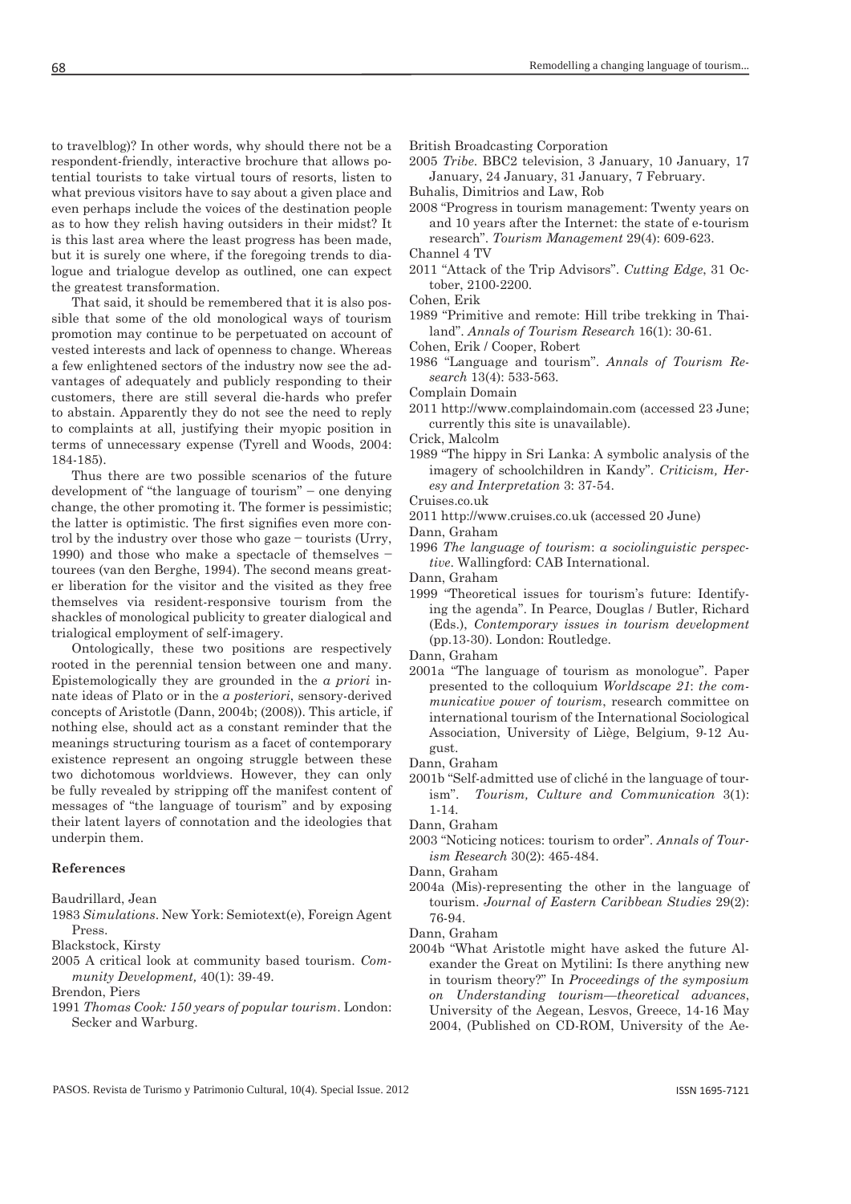to travelblog)? In other words, why should there not be a respondent-friendly, interactive brochure that allows potential tourists to take virtual tours of resorts, listen to what previous visitors have to say about a given place and even perhaps include the voices of the destination people as to how they relish having outsiders in their midst? It is this last area where the least progress has been made, but it is surely one where, if the foregoing trends to dialogue and trialogue develop as outlined, one can expect the greatest transformation.

That said, it should be remembered that it is also possible that some of the old monological ways of tourism promotion may continue to be perpetuated on account of vested interests and lack of openness to change. Whereas a few enlightened sectors of the industry now see the advantages of adequately and publicly responding to their customers, there are still several die-hards who prefer to abstain. Apparently they do not see the need to reply to complaints at all, justifying their myopic position in terms of unnecessary expense (Tyrell and Woods, 2004: 184-185).

Thus there are two possible scenarios of the future development of "the language of tourism" – one denying change, the other promoting it. The former is pessimistic; the latter is optimistic. The first signifies even more control by the industry over those who gaze – tourists (Urry, 1990) and those who make a spectacle of themselves – tourees (van den Berghe, 1994). The second means greater liberation for the visitor and the visited as they free themselves via resident-responsive tourism from the shackles of monological publicity to greater dialogical and trialogical employment of self-imagery.

Ontologically, these two positions are respectively rooted in the perennial tension between one and many. Epistemologically they are grounded in the *a priori* innate ideas of Plato or in the *a posteriori*, sensory-derived concepts of Aristotle (Dann, 2004b; (2008)). This article, if nothing else, should act as a constant reminder that the meanings structuring tourism as a facet of contemporary existence represent an ongoing struggle between these two dichotomous worldviews. However, they can only be fully revealed by stripping off the manifest content of messages of "the language of tourism" and by exposing their latent layers of connotation and the ideologies that underpin them.

**References**

Baudrillard, Jean
1983 *Simulations*. New York: Semiotext(e), Foreign Agent Press.

Blackstock, Kirsty
2005 A critical look at community based tourism. *Community Development,* 40(1): 39-49.

Brendon, Piers
1991 *Thomas Cook: 150 years of popular tourism*. London: Secker and Warburg.

British Broadcasting Corporation
2005 *Tribe*. BBC2 television, 3 January, 10 January, 17 January, 24 January, 31 January, 7 February.

Buhalis, Dimitrios and Law, Rob
2008 "Progress in tourism management: Twenty years on and 10 years after the Internet: the state of e-tourism research". *Tourism Management* 29(4): 609-623.

Channel 4 TV
2011 "Attack of the Trip Advisors". *Cutting Edge*, 31 October, 2100-2200.

Cohen, Erik
1989 "Primitive and remote: Hill tribe trekking in Thailand". *Annals of Tourism Research* 16(1): 30-61.

Cohen, Erik / Cooper, Robert
1986 "Language and tourism". *Annals of Tourism Research* 13(4): 533-563.

Complain Domain
2011 http://www.complaindomain.com (accessed 23 June; currently this site is unavailable).

Crick, Malcolm
1989 "The hippy in Sri Lanka: A symbolic analysis of the imagery of schoolchildren in Kandy". *Criticism, Heresy and Interpretation* 3: 37-54.

Cruises.co.uk
2011 http://www.cruises.co.uk (accessed 20 June)

Dann, Graham
1996 *The language of tourism*: *a sociolinguistic perspective*. Wallingford: CAB International.

Dann, Graham
1999 "Theoretical issues for tourism's future: Identifying the agenda". In Pearce, Douglas / Butler, Richard (Eds.), *Contemporary issues in tourism development* (pp.13-30). London: Routledge.

Dann, Graham
2001a "The language of tourism as monologue". Paper presented to the colloquium *Worldscape 21*: *the communicative power of tourism*, research committee on international tourism of the International Sociological Association, University of Liège, Belgium, 9-12 August.

Dann, Graham
2001b "Self-admitted use of cliché in the language of tourism". *Tourism, Culture and Communication* 3(1): 1-14.

Dann, Graham
2003 "Noticing notices: tourism to order". *Annals of Tourism Research* 30(2): 465-484.

Dann, Graham
2004a (Mis)-representing the other in the language of tourism. *Journal of Eastern Caribbean Studies* 29(2): 76-94.

Dann, Graham
2004b "What Aristotle might have asked the future Alexander the Great on Mytilini: Is there anything new in tourism theory?" In *Proceedings of the symposium on Understanding tourism—theoretical advances*, University of the Aegean, Lesvos, Greece, 14-16 May 2004, (Published on CD-ROM, University of the Ae-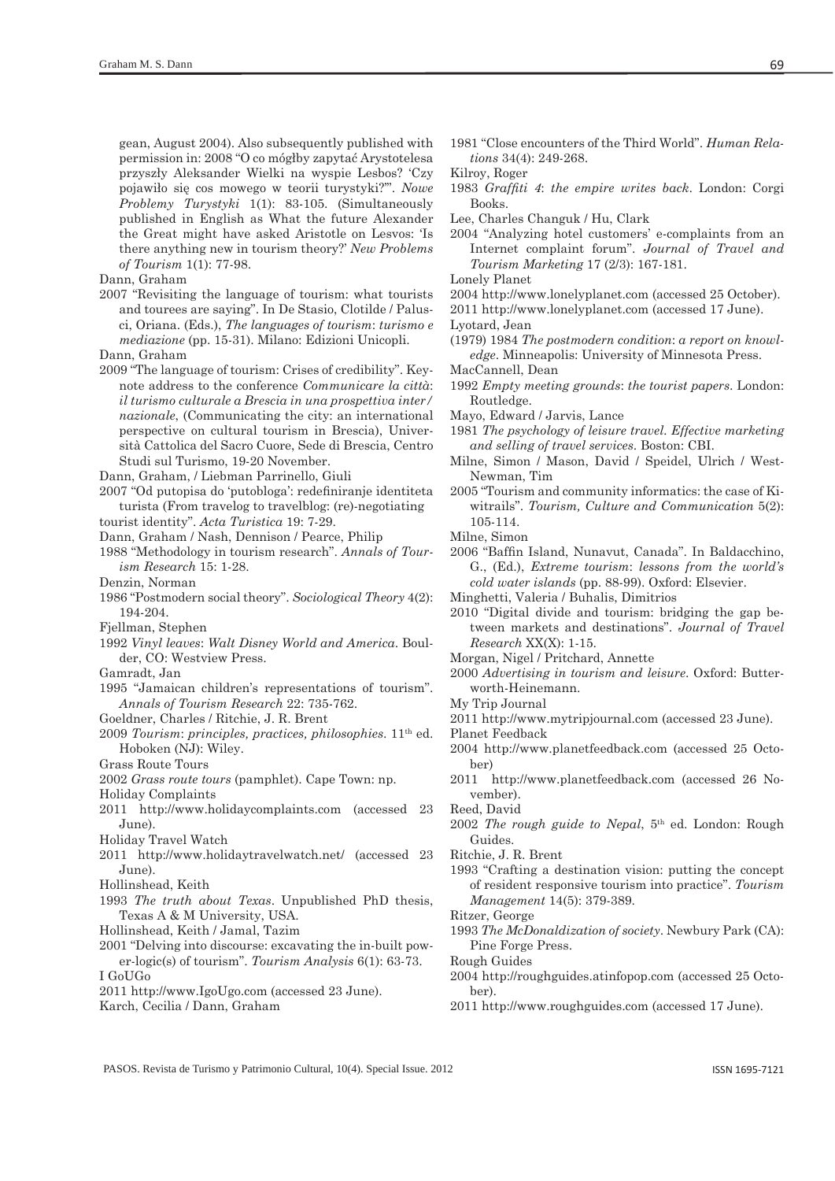gean, August 2004). Also subsequently published with permission in: 2008 "O co mógłby zapytać Arystotelesa przyszły Aleksander Wielki na wyspie Lesbos? 'Czy pojawiło się cos mowego w teorii turystyki?'". *Nowe Problemy Turystyki* 1(1): 83-105. (Simultaneously published in English as What the future Alexander the Great might have asked Aristotle on Lesvos: 'Is there anything new in tourism theory?' *New Problems of Tourism* 1(1): 77-98.

Dann, Graham

2007 "Revisiting the language of tourism: what tourists and tourees are saying". In De Stasio, Clotilde / Palusci, Oriana. (Eds.), *The languages of tourism*: *turismo e mediazione* (pp. 15-31). Milano: Edizioni Unicopli.

Dann, Graham

2009 "The language of tourism: Crises of credibility". Keynote address to the conference *Communicare la città*: *il turismo culturale a Brescia in una prospettiva inter / nazionale*, (Communicating the city: an international perspective on cultural tourism in Brescia), Università Cattolica del Sacro Cuore, Sede di Brescia, Centro Studi sul Turismo, 19-20 November.

Dann, Graham, / Liebman Parrinello, Giuli

2007 "Od putopisa do 'putobloga': redefiniranje identiteta turista (From travelog to travelblog: (re)-negotiating tourist identity". *Acta Turistica* 19: 7-29.

Dann, Graham / Nash, Dennison / Pearce, Philip

1988 "Methodology in tourism research". *Annals of Tourism Research* 15: 1-28.

Denzin, Norman

1986 "Postmodern social theory". *Sociological Theory* 4(2): 194-204.

Fjellman, Stephen

1992 *Vinyl leaves*: *Walt Disney World and America*. Boulder, CO: Westview Press.

Gamradt, Jan

1995 "Jamaican children's representations of tourism". *Annals of Tourism Research* 22: 735-762.

Goeldner, Charles / Ritchie, J. R. Brent

2009 *Tourism*: *principles, practices, philosophies*. 11th ed. Hoboken (NJ): Wiley.

Grass Route Tours

2002 *Grass route tours* (pamphlet). Cape Town: np.

Holiday Complaints

2011 http://www.holidaycomplaints.com (accessed 23 June).

Holiday Travel Watch

2011 http://www.holidaytravelwatch.net/ (accessed 23 June).

Hollinshead, Keith

1993 *The truth about Texas*. Unpublished PhD thesis, Texas A & M University, USA.

Hollinshead, Keith / Jamal, Tazim

2001 "Delving into discourse: excavating the in-built power-logic(s) of tourism". *Tourism Analysis* 6(1): 63-73.

I GoUGo

2011 http://www.IgoUgo.com (accessed 23 June).

Karch, Cecilia / Dann, Graham

1981 "Close encounters of the Third World". *Human Relations* 34(4): 249-268.

Kilroy, Roger

1983 *Graffiti 4*: *the empire writes back*. London: Corgi Books.

Lee, Charles Changuk / Hu, Clark

2004 "Analyzing hotel customers' e-complaints from an Internet complaint forum". *Journal of Travel and Tourism Marketing* 17 (2/3): 167-181.

Lonely Planet

2004 http://www.lonelyplanet.com (accessed 25 October).

2011 http://www.lonelyplanet.com (accessed 17 June).

Lyotard, Jean

(1979) 1984 *The postmodern condition*: *a report on knowledge*. Minneapolis: University of Minnesota Press.

MacCannell, Dean

1992 *Empty meeting grounds*: *the tourist papers*. London: Routledge.

Mayo, Edward / Jarvis, Lance

1981 *The psychology of leisure travel. Effective marketing and selling of travel services*. Boston: CBI.

Milne, Simon / Mason, David / Speidel, Ulrich / West-Newman, Tim

2005 "Tourism and community informatics: the case of Kiwitrails". *Tourism, Culture and Communication* 5(2): 105-114.

Milne, Simon

2006 "Baffin Island, Nunavut, Canada". In Baldacchino, G., (Ed.), *Extreme tourism*: *lessons from the world's cold water islands* (pp. 88-99). Oxford: Elsevier.

Minghetti, Valeria / Buhalis, Dimitrios

2010 "Digital divide and tourism: bridging the gap between markets and destinations". *Journal of Travel Research* XX(X): 1-15.

Morgan, Nigel / Pritchard, Annette

2000 *Advertising in tourism and leisure*. Oxford: Butterworth-Heinemann.

My Trip Journal

2011 http://www.mytripjournal.com (accessed 23 June).

Planet Feedback

2004 http://www.planetfeedback.com (accessed 25 October)

2011 http://www.planetfeedback.com (accessed 26 November).

Reed, David

2002 *The rough guide to Nepal*, 5th ed. London: Rough Guides.

Ritchie, J. R. Brent

1993 "Crafting a destination vision: putting the concept of resident responsive tourism into practice". *Tourism Management* 14(5): 379-389.

Ritzer, George

1993 *The McDonaldization of society*. Newbury Park (CA): Pine Forge Press.

Rough Guides

2004 http://roughguides.atinfopop.com (accessed 25 October).

2011 http://www.roughguides.com (accessed 17 June).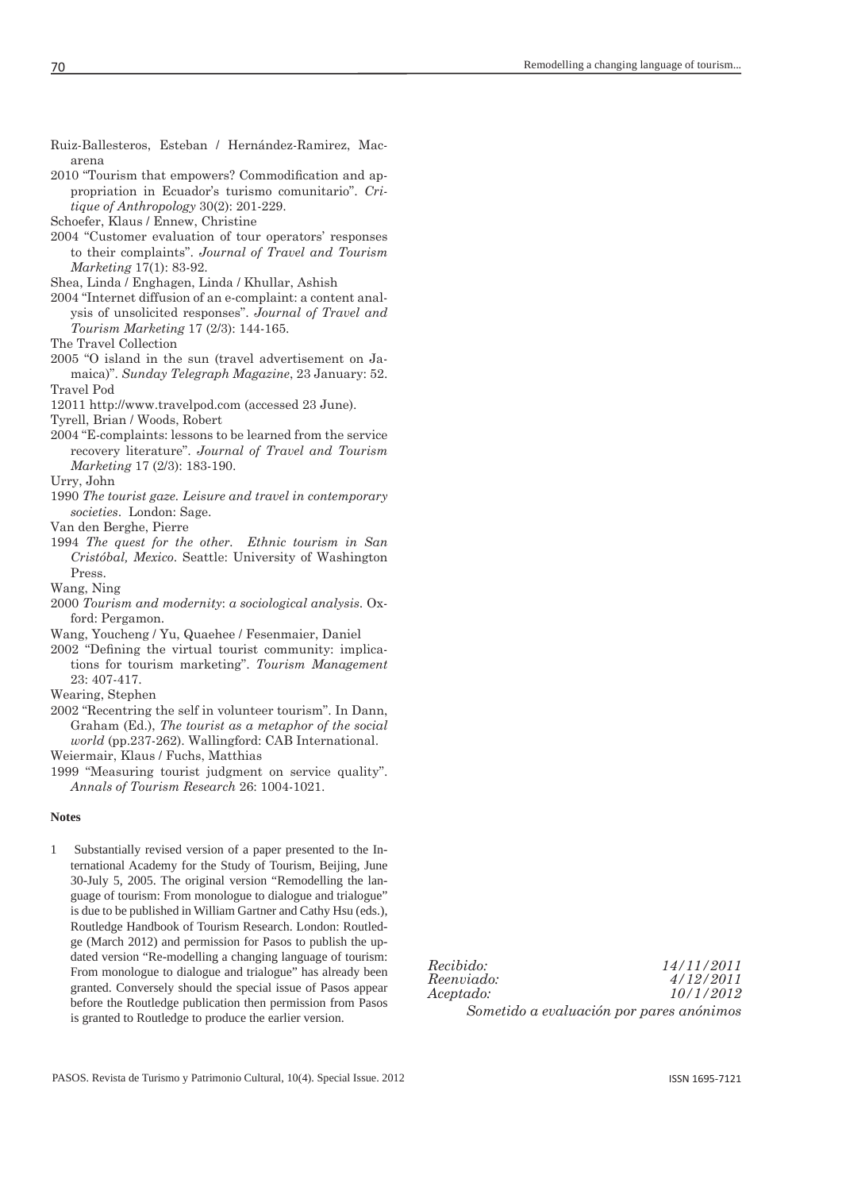Ruiz-Ballesteros, Esteban / Hernández-Ramirez, Macarena

2010 "Tourism that empowers? Commodification and appropriation in Ecuador's turismo comunitario". *Critique of Anthropology* 30(2): 201-229.

Schoefer, Klaus / Ennew, Christine

2004 "Customer evaluation of tour operators' responses to their complaints". *Journal of Travel and Tourism Marketing* 17(1): 83-92.

Shea, Linda / Enghagen, Linda / Khullar, Ashish

2004 "Internet diffusion of an e-complaint: a content analysis of unsolicited responses". *Journal of Travel and Tourism Marketing* 17 (2/3): 144-165.

The Travel Collection

2005 "O island in the sun (travel advertisement on Jamaica)". *Sunday Telegraph Magazine*, 23 January: 52.

Travel Pod

12011 http://www.travelpod.com (accessed 23 June).

Tyrell, Brian / Woods, Robert

2004 "E-complaints: lessons to be learned from the service recovery literature". *Journal of Travel and Tourism Marketing* 17 (2/3): 183-190.

Urry, John

1990 *The tourist gaze. Leisure and travel in contemporary societies*. London: Sage.

Van den Berghe, Pierre

1994 *The quest for the other. Ethnic tourism in San Cristóbal, Mexico*. Seattle: University of Washington Press.

Wang, Ning

2000 *Tourism and modernity*: *a sociological analysis*. Oxford: Pergamon.

Wang, Youcheng / Yu, Quaehee / Fesenmaier, Daniel

2002 "Defining the virtual tourist community: implications for tourism marketing". *Tourism Management* 23: 407-417.

Wearing, Stephen

2002 "Recentring the self in volunteer tourism". In Dann, Graham (Ed.), *The tourist as a metaphor of the social world* (pp.237-262). Wallingford: CAB International.

Weiermair, Klaus / Fuchs, Matthias

1999 "Measuring tourist judgment on service quality". *Annals of Tourism Research* 26: 1004-1021.

**Notes**

1 Substantially revised version of a paper presented to the International Academy for the Study of Tourism, Beijing, June 30-July 5, 2005. The original version "Remodelling the language of tourism: From monologue to dialogue and trialogue" is due to be published in William Gartner and Cathy Hsu (eds.), Routledge Handbook of Tourism Research. London: Routledge (March 2012) and permission for Pasos to publish the updated version "Re-modelling a changing language of tourism: From monologue to dialogue and trialogue" has already been granted. Conversely should the special issue of Pasos appear before the Routledge publication then permission from Pasos is granted to Routledge to produce the earlier version.

*Recibido:* *14/11/2011*
*Reenviado:* *4/12/2011*
*Aceptado:* *10/1/2012*
*Sometido a evaluación por pares anónimos*